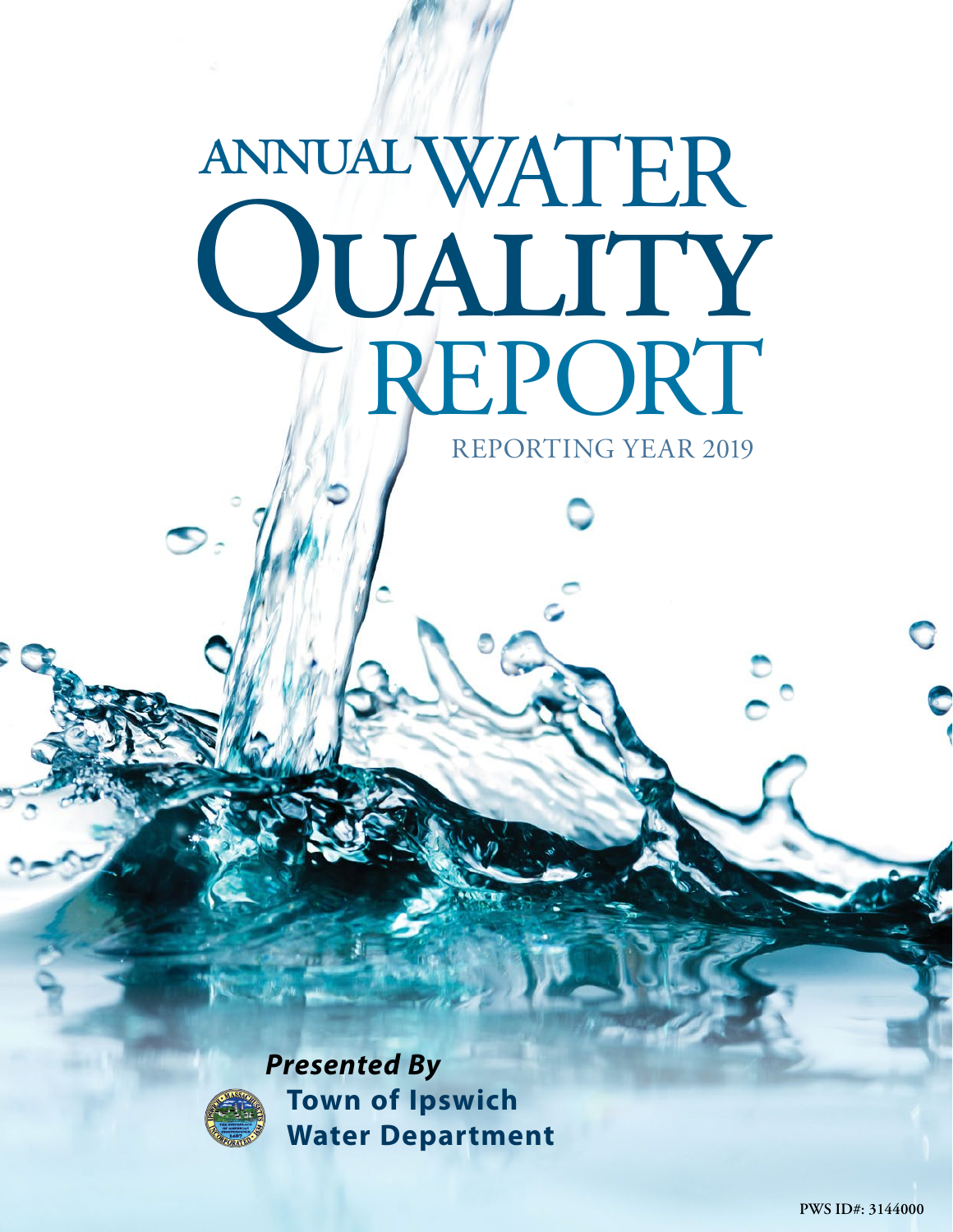# ANNUAL WATER QUALITY REPORT

REPORTING YEAR 2019

***Presented By***

**Town of Ipswich Water Department**

PWS ID#: 3144000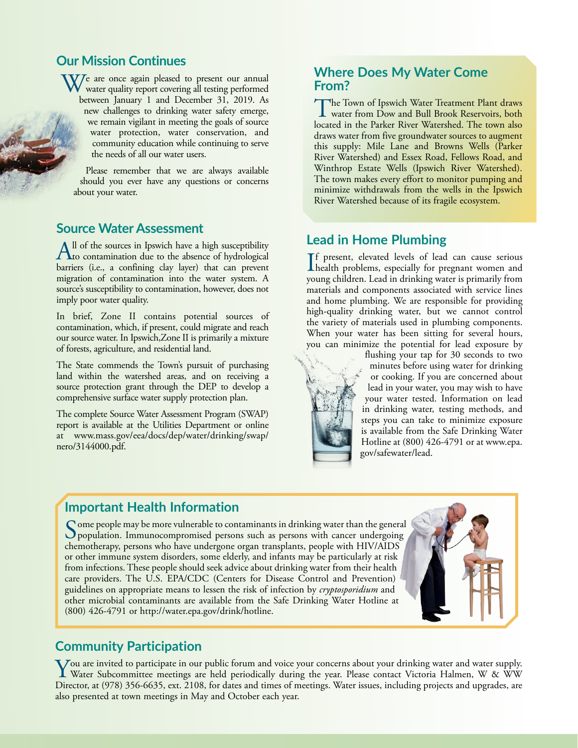## Our Mission Continues

We are once again pleased to present our annual water quality report covering all testing performed between January 1 and December 31, 2019. As new challenges to drinking water safety emerge, we remain vigilant in meeting the goals of source water protection, water conservation, and community education while continuing to serve the needs of all our water users.

Please remember that we are always available should you ever have any questions or concerns about your water.

## Source Water Assessment

All of the sources in Ipswich have a high susceptibility to contamination due to the absence of hydrological barriers (i.e., a confining clay layer) that can prevent migration of contamination into the water system. A source's susceptibility to contamination, however, does not imply poor water quality.

In brief, Zone II contains potential sources of contamination, which, if present, could migrate and reach our source water. In Ipswich,Zone II is primarily a mixture of forests, agriculture, and residential land.

The State commends the Town's pursuit of purchasing land within the watershed areas, and on receiving a source protection grant through the DEP to develop a comprehensive surface water supply protection plan.

The complete Source Water Assessment Program (SWAP) report is available at the Utilities Department or online at www.mass.gov/eea/docs/dep/water/drinking/swap/nero/3144000.pdf.

## Where Does My Water Come From?

The Town of Ipswich Water Treatment Plant draws water from Dow and Bull Brook Reservoirs, both located in the Parker River Watershed. The town also draws water from five groundwater sources to augment this supply: Mile Lane and Browns Wells (Parker River Watershed) and Essex Road, Fellows Road, and Winthrop Estate Wells (Ipswich River Watershed). The town makes every effort to monitor pumping and minimize withdrawals from the wells in the Ipswich River Watershed because of its fragile ecosystem.

## Lead in Home Plumbing

If present, elevated levels of lead can cause serious health problems, especially for pregnant women and young children. Lead in drinking water is primarily from materials and components associated with service lines and home plumbing. We are responsible for providing high-quality drinking water, but we cannot control the variety of materials used in plumbing components. When your water has been sitting for several hours, you can minimize the potential for lead exposure by flushing your tap for 30 seconds to two minutes before using water for drinking or cooking. If you are concerned about lead in your water, you may wish to have your water tested. Information on lead in drinking water, testing methods, and steps you can take to minimize exposure is available from the Safe Drinking Water Hotline at (800) 426-4791 or at www.epa.gov/safewater/lead.

## Important Health Information

Some people may be more vulnerable to contaminants in drinking water than the general population. Immunocompromised persons such as persons with cancer undergoing chemotherapy, persons who have undergone organ transplants, people with HIV/AIDS or other immune system disorders, some elderly, and infants may be particularly at risk from infections. These people should seek advice about drinking water from their health care providers. The U.S. EPA/CDC (Centers for Disease Control and Prevention) guidelines on appropriate means to lessen the risk of infection by *cryptosporidium* and other microbial contaminants are available from the Safe Drinking Water Hotline at (800) 426-4791 or http://water.epa.gov/drink/hotline.

## Community Participation

You are invited to participate in our public forum and voice your concerns about your drinking water and water supply. Water Subcommittee meetings are held periodically during the year. Please contact Victoria Halmen, W & WW Director, at (978) 356-6635, ext. 2108, for dates and times of meetings. Water issues, including projects and upgrades, are also presented at town meetings in May and October each year.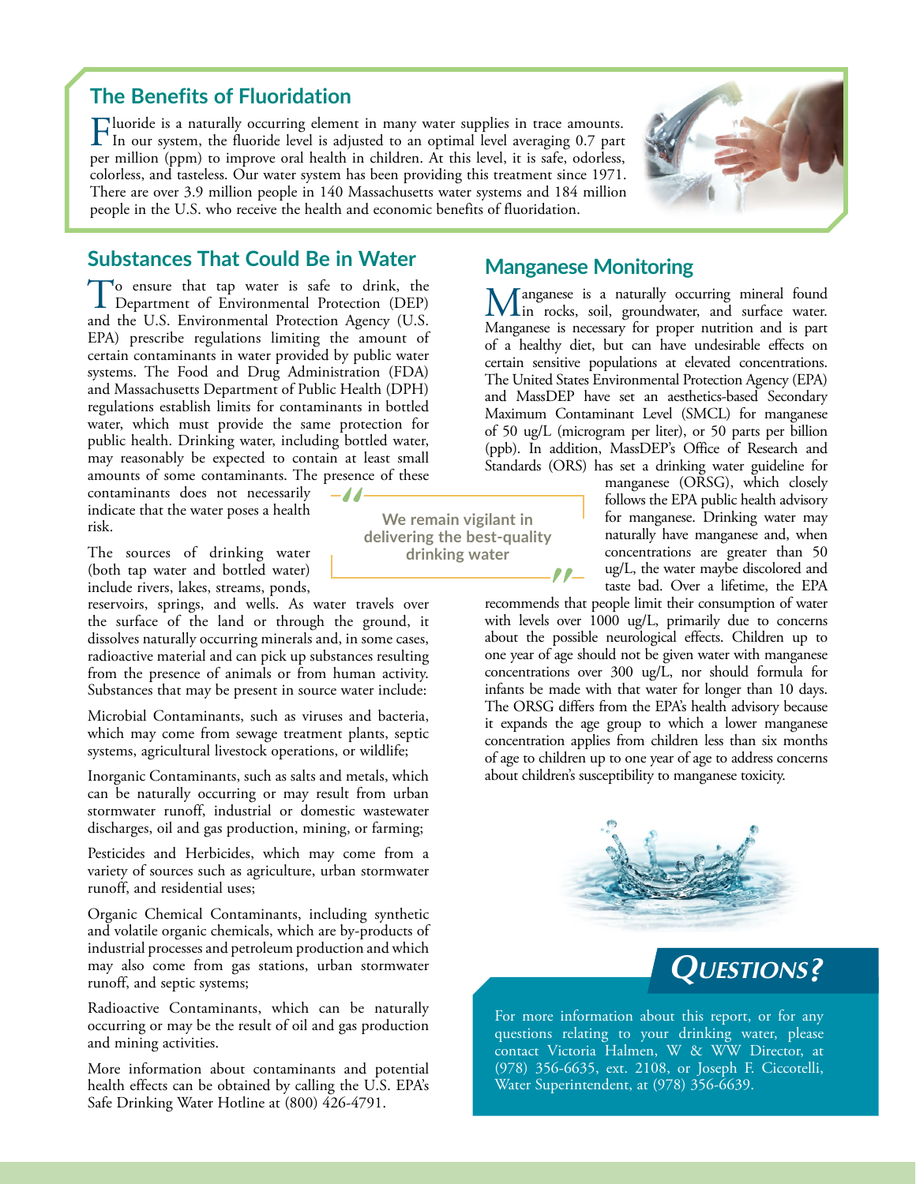## The Benefits of Fluoridation

Fluoride is a naturally occurring element in many water supplies in trace amounts. In our system, the fluoride level is adjusted to an optimal level averaging 0.7 part per million (ppm) to improve oral health in children. At this level, it is safe, odorless, colorless, and tasteless. Our water system has been providing this treatment since 1971. There are over 3.9 million people in 140 Massachusetts water systems and 184 million people in the U.S. who receive the health and economic benefits of fluoridation.

## Substances That Could Be in Water

To ensure that tap water is safe to drink, the Department of Environmental Protection (DEP) and the U.S. Environmental Protection Agency (U.S. EPA) prescribe regulations limiting the amount of certain contaminants in water provided by public water systems. The Food and Drug Administration (FDA) and Massachusetts Department of Public Health (DPH) regulations establish limits for contaminants in bottled water, which must provide the same protection for public health. Drinking water, including bottled water, may reasonably be expected to contain at least small amounts of some contaminants. The presence of these contaminants does not necessarily indicate that the water poses a health risk.

The sources of drinking water (both tap water and bottled water) include rivers, lakes, streams, ponds, reservoirs, springs, and wells. As water travels over the surface of the land or through the ground, it dissolves naturally occurring minerals and, in some cases, radioactive material and can pick up substances resulting from the presence of animals or from human activity. Substances that may be present in source water include:

Microbial Contaminants, such as viruses and bacteria, which may come from sewage treatment plants, septic systems, agricultural livestock operations, or wildlife;

Inorganic Contaminants, such as salts and metals, which can be naturally occurring or may result from urban stormwater runoff, industrial or domestic wastewater discharges, oil and gas production, mining, or farming;

Pesticides and Herbicides, which may come from a variety of sources such as agriculture, urban stormwater runoff, and residential uses;

Organic Chemical Contaminants, including synthetic and volatile organic chemicals, which are by-products of industrial processes and petroleum production and which may also come from gas stations, urban stormwater runoff, and septic systems;

Radioactive Contaminants, which can be naturally occurring or may be the result of oil and gas production and mining activities.

More information about contaminants and potential health effects can be obtained by calling the U.S. EPA's Safe Drinking Water Hotline at (800) 426-4791.

> **"We remain vigilant in delivering the best-quality drinking water"**

## Manganese Monitoring

Manganese is a naturally occurring mineral found in rocks, soil, groundwater, and surface water. Manganese is necessary for proper nutrition and is part of a healthy diet, but can have undesirable effects on certain sensitive populations at elevated concentrations. The United States Environmental Protection Agency (EPA) and MassDEP have set an aesthetics-based Secondary Maximum Contaminant Level (SMCL) for manganese of 50 ug/L (microgram per liter), or 50 parts per billion (ppb). In addition, MassDEP's Office of Research and Standards (ORS) has set a drinking water guideline for manganese (ORSG), which closely follows the EPA public health advisory for manganese. Drinking water may naturally have manganese and, when concentrations are greater than 50 ug/L, the water maybe discolored and taste bad. Over a lifetime, the EPA recommends that people limit their consumption of water with levels over 1000 ug/L, primarily due to concerns about the possible neurological effects. Children up to one year of age should not be given water with manganese concentrations over 300 ug/L, nor should formula for infants be made with that water for longer than 10 days. The ORSG differs from the EPA's health advisory because it expands the age group to which a lower manganese concentration applies from children less than six months of age to children up to one year of age to address concerns about children's susceptibility to manganese toxicity.

## Questions?

For more information about this report, or for any questions relating to your drinking water, please contact Victoria Halmen, W & WW Director, at (978) 356-6635, ext. 2108, or Joseph F. Ciccotelli, Water Superintendent, at (978) 356-6639.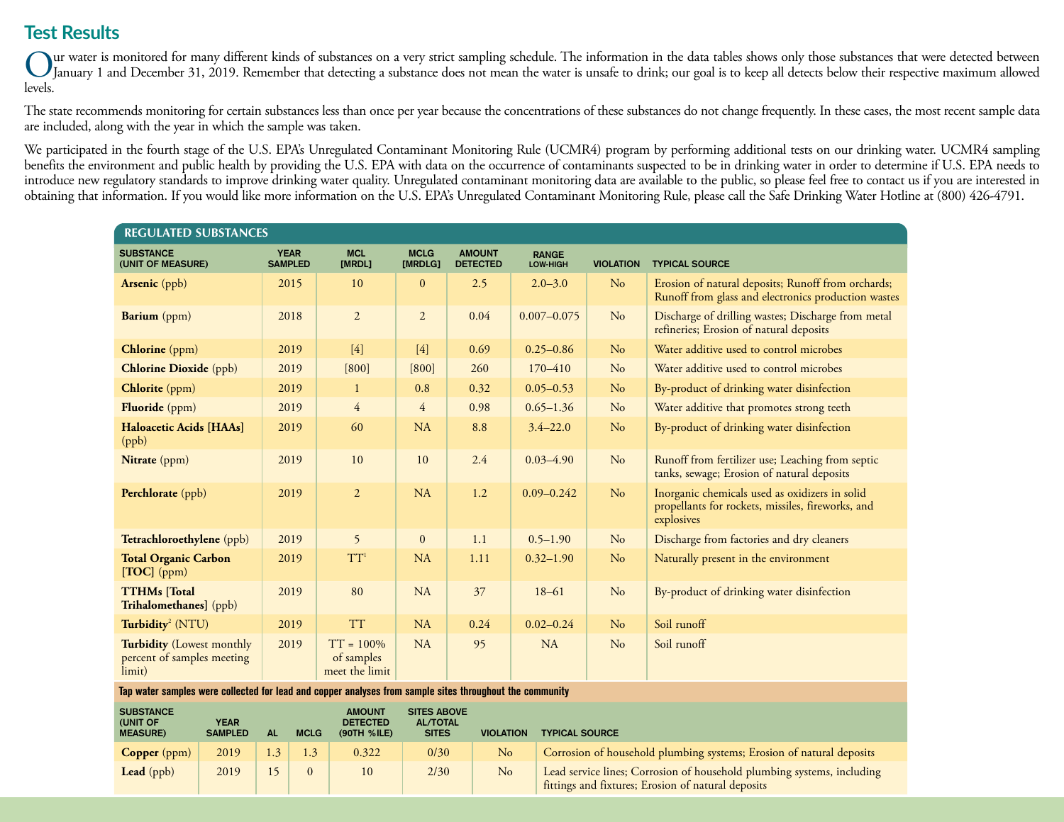## Test Results

Our water is monitored for many different kinds of substances on a very strict sampling schedule. The information in the data tables shows only those substances that were detected between January 1 and December 31, 2019. Remember that detecting a substance does not mean the water is unsafe to drink; our goal is to keep all detects below their respective maximum allowed levels.

The state recommends monitoring for certain substances less than once per year because the concentrations of these substances do not change frequently. In these cases, the most recent sample data are included, along with the year in which the sample was taken.

We participated in the fourth stage of the U.S. EPA's Unregulated Contaminant Monitoring Rule (UCMR4) program by performing additional tests on our drinking water. UCMR4 sampling benefits the environment and public health by providing the U.S. EPA with data on the occurrence of contaminants suspected to be in drinking water in order to determine if U.S. EPA needs to introduce new regulatory standards to improve drinking water quality. Unregulated contaminant monitoring data are available to the public, so please feel free to contact us if you are interested in obtaining that information. If you would like more information on the U.S. EPA's Unregulated Contaminant Monitoring Rule, please call the Safe Drinking Water Hotline at (800) 426-4791.

**REGULATED SUBSTANCES**

| SUBSTANCE (UNIT OF MEASURE) | YEAR SAMPLED | MCL [MRDL] | MCLG [MRDLG] | AMOUNT DETECTED | RANGE LOW-HIGH | VIOLATION | TYPICAL SOURCE |
|---|---|---|---|---|---|---|---|
| **Arsenic** (ppb) | 2015 | 10 | 0 | 2.5 | 2.0–3.0 | No | Erosion of natural deposits; Runoff from orchards; Runoff from glass and electronics production wastes |
| **Barium** (ppm) | 2018 | 2 | 2 | 0.04 | 0.007–0.075 | No | Discharge of drilling wastes; Discharge from metal refineries; Erosion of natural deposits |
| **Chlorine** (ppm) | 2019 | [4] | [4] | 0.69 | 0.25–0.86 | No | Water additive used to control microbes |
| **Chlorine Dioxide** (ppb) | 2019 | [800] | [800] | 260 | 170–410 | No | Water additive used to control microbes |
| **Chlorite** (ppm) | 2019 | 1 | 0.8 | 0.32 | 0.05–0.53 | No | By-product of drinking water disinfection |
| **Fluoride** (ppm) | 2019 | 4 | 4 | 0.98 | 0.65–1.36 | No | Water additive that promotes strong teeth |
| **Haloacetic Acids [HAAs]** (ppb) | 2019 | 60 | NA | 8.8 | 3.4–22.0 | No | By-product of drinking water disinfection |
| **Nitrate** (ppm) | 2019 | 10 | 10 | 2.4 | 0.03–4.90 | No | Runoff from fertilizer use; Leaching from septic tanks, sewage; Erosion of natural deposits |
| **Perchlorate** (ppb) | 2019 | 2 | NA | 1.2 | 0.09–0.242 | No | Inorganic chemicals used as oxidizers in solid propellants for rockets, missiles, fireworks, and explosives |
| **Tetrachloroethylene** (ppb) | 2019 | 5 | 0 | 1.1 | 0.5–1.90 | No | Discharge from factories and dry cleaners |
| **Total Organic Carbon [TOC]** (ppm) | 2019 | TT[1] | NA | 1.11 | 0.32–1.90 | No | Naturally present in the environment |
| **TTHMs [Total Trihalomethanes]** (ppb) | 2019 | 80 | NA | 37 | 18–61 | No | By-product of drinking water disinfection |
| **Turbidity**[2] (NTU) | 2019 | TT | NA | 0.24 | 0.02–0.24 | No | Soil runoff |
| **Turbidity** (Lowest monthly percent of samples meeting limit) | 2019 | TT = 100% of samples meet the limit | NA | 95 | NA | No | Soil runoff |

**Tap water samples were collected for lead and copper analyses from sample sites throughout the community**

| SUBSTANCE (UNIT OF MEASURE) | YEAR SAMPLED | AL | MCLG | AMOUNT DETECTED (90TH %ILE) | SITES ABOVE AL/TOTAL SITES | VIOLATION | TYPICAL SOURCE |
|---|---|---|---|---|---|---|---|
| **Copper** (ppm) | 2019 | 1.3 | 1.3 | 0.322 | 0/30 | No | Corrosion of household plumbing systems; Erosion of natural deposits |
| **Lead** (ppb) | 2019 | 15 | 0 | 10 | 2/30 | No | Lead service lines; Corrosion of household plumbing systems, including fittings and fixtures; Erosion of natural deposits |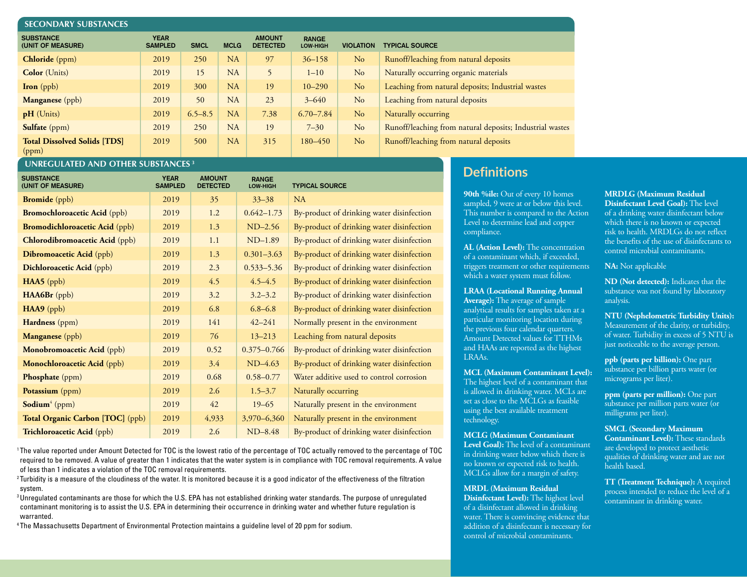## SECONDARY SUBSTANCES

| SUBSTANCE (UNIT OF MEASURE) | YEAR SAMPLED | SMCL | MCLG | AMOUNT DETECTED | RANGE LOW-HIGH | VIOLATION | TYPICAL SOURCE |
|---|---|---|---|---|---|---|---|
| **Chloride** (ppm) | 2019 | 250 | NA | 97 | 36–158 | No | Runoff/leaching from natural deposits |
| **Color** (Units) | 2019 | 15 | NA | 5 | 1–10 | No | Naturally occurring organic materials |
| **Iron** (ppb) | 2019 | 300 | NA | 19 | 10–290 | No | Leaching from natural deposits; Industrial wastes |
| **Manganese** (ppb) | 2019 | 50 | NA | 23 | 3–640 | No | Leaching from natural deposits |
| **pH** (Units) | 2019 | 6.5–8.5 | NA | 7.38 | 6.70–7.84 | No | Naturally occurring |
| **Sulfate** (ppm) | 2019 | 250 | NA | 19 | 7–30 | No | Runoff/leaching from natural deposits; Industrial wastes |
| **Total Dissolved Solids [TDS]** (ppm) | 2019 | 500 | NA | 315 | 180–450 | No | Runoff/leaching from natural deposits |

## UNREGULATED AND OTHER SUBSTANCES [3]

| SUBSTANCE (UNIT OF MEASURE) | YEAR SAMPLED | AMOUNT DETECTED | RANGE LOW-HIGH | TYPICAL SOURCE |
|---|---|---|---|---|
| **Bromide** (ppb) | 2019 | 35 | 33–38 | NA |
| **Bromochloroacetic Acid** (ppb) | 2019 | 1.2 | 0.642–1.73 | By-product of drinking water disinfection |
| **Bromodichloroacetic Acid** (ppb) | 2019 | 1.3 | ND–2.56 | By-product of drinking water disinfection |
| **Chlorodibromoacetic Acid** (ppb) | 2019 | 1.1 | ND–1.89 | By-product of drinking water disinfection |
| **Dibromoacetic Acid** (ppb) | 2019 | 1.3 | 0.301–3.63 | By-product of drinking water disinfection |
| **Dichloroacetic Acid** (ppb) | 2019 | 2.3 | 0.533–5.36 | By-product of drinking water disinfection |
| **HAA5** (ppb) | 2019 | 4.5 | 4.5–4.5 | By-product of drinking water disinfection |
| **HAA6Br** (ppb) | 2019 | 3.2 | 3.2–3.2 | By-product of drinking water disinfection |
| **HAA9** (ppb) | 2019 | 6.8 | 6.8–6.8 | By-product of drinking water disinfection |
| **Hardness** (ppm) | 2019 | 141 | 42–241 | Normally present in the environment |
| **Manganese** (ppb) | 2019 | 76 | 13–213 | Leaching from natural deposits |
| **Monobromoacetic Acid** (ppb) | 2019 | 0.52 | 0.375–0.766 | By-product of drinking water disinfection |
| **Monochloroacetic Acid** (ppb) | 2019 | 3.4 | ND–4.63 | By-product of drinking water disinfection |
| **Phosphate** (ppm) | 2019 | 0.68 | 0.58–0.77 | Water additive used to control corrosion |
| **Potassium** (ppm) | 2019 | 2.6 | 1.5–3.7 | Naturally occurring |
| **Sodium**[4] (ppm) | 2019 | 42 | 19–65 | Naturally present in the environment |
| **Total Organic Carbon [TOC]** (ppb) | 2019 | 4,933 | 3,970–6,360 | Naturally present in the environment |
| **Trichloroacetic Acid** (ppb) | 2019 | 2.6 | ND–8.48 | By-product of drinking water disinfection |

[1] The value reported under Amount Detected for TOC is the lowest ratio of the percentage of TOC actually removed to the percentage of TOC required to be removed. A value of greater than 1 indicates that the water system is in compliance with TOC removal requirements. A value of less than 1 indicates a violation of the TOC removal requirements.

[2] Turbidity is a measure of the cloudiness of the water. It is monitored because it is a good indicator of the effectiveness of the filtration system.

[3] Unregulated contaminants are those for which the U.S. EPA has not established drinking water standards. The purpose of unregulated contaminant monitoring is to assist the U.S. EPA in determining their occurrence in drinking water and whether future regulation is warranted.

[4] The Massachusetts Department of Environmental Protection maintains a guideline level of 20 ppm for sodium.

## Definitions

**90th %ile:** Out of every 10 homes sampled, 9 were at or below this level. This number is compared to the Action Level to determine lead and copper compliance.

**AL (Action Level):** The concentration of a contaminant which, if exceeded, triggers treatment or other requirements which a water system must follow.

**LRAA (Locational Running Annual Average):** The average of sample analytical results for samples taken at a particular monitoring location during the previous four calendar quarters. Amount Detected values for TTHMs and HAAs are reported as the highest LRAAs.

**MCL (Maximum Contaminant Level):** The highest level of a contaminant that is allowed in drinking water. MCLs are set as close to the MCLGs as feasible using the best available treatment technology.

**MCLG (Maximum Contaminant Level Goal):** The level of a contaminant in drinking water below which there is no known or expected risk to health. MCLGs allow for a margin of safety.

**MRDL (Maximum Residual Disinfectant Level):** The highest level of a disinfectant allowed in drinking water. There is convincing evidence that addition of a disinfectant is necessary for control of microbial contaminants.

**MRDLG (Maximum Residual Disinfectant Level Goal):** The level of a drinking water disinfectant below which there is no known or expected risk to health. MRDLGs do not reflect the benefits of the use of disinfectants to control microbial contaminants.

**NA:** Not applicable

**ND (Not detected):** Indicates that the substance was not found by laboratory analysis.

**NTU (Nephelometric Turbidity Units):** Measurement of the clarity, or turbidity, of water. Turbidity in excess of 5 NTU is just noticeable to the average person.

**ppb (parts per billion):** One part substance per billion parts water (or micrograms per liter).

**ppm (parts per million):** One part substance per million parts water (or milligrams per liter).

**SMCL (Secondary Maximum Contaminant Level):** These standards are developed to protect aesthetic qualities of drinking water and are not health based.

**TT (Treatment Technique):** A required process intended to reduce the level of a contaminant in drinking water.